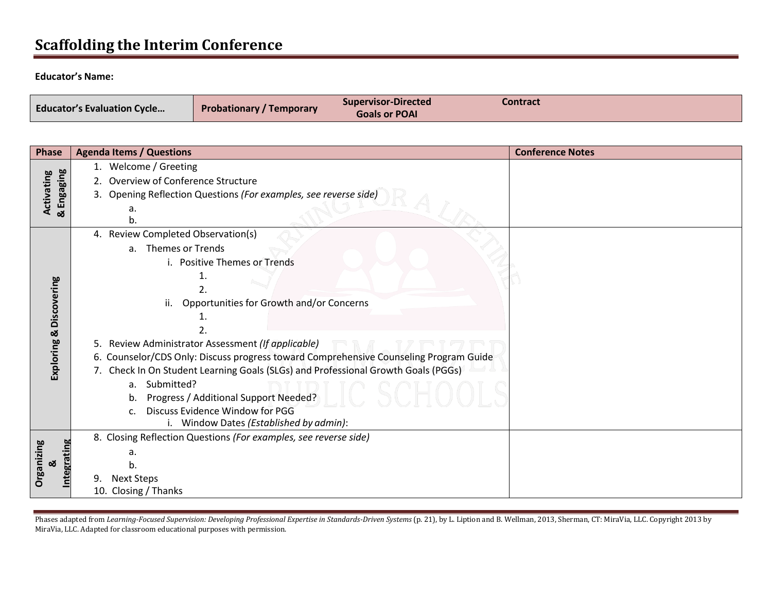# Scaffolding the Interim Conference

**Educator's Name:**

| Educator's Evaluation Cycle… | Probationary / Temporary | Supervisor-Directed Goals or POAI | Contract |
|---|---|---|---|

| Phase | Agenda Items / Questions | Conference Notes |
|---|---|---|
| Activating & Engaging | 1. Welcome / Greeting<br>2. Overview of Conference Structure<br>3. Opening Reflection Questions *(For examples, see reverse side)*<br>a.<br>b. | |
| Exploring & Discovering | 4. Review Completed Observation(s)<br>a. Themes or Trends<br>i. Positive Themes or Trends<br>1.<br>2.<br>ii. Opportunities for Growth and/or Concerns<br>1.<br>2.<br>5. Review Administrator Assessment *(If applicable)*<br>6. Counselor/CDS Only: Discuss progress toward Comprehensive Counseling Program Guide<br>7. Check In On Student Learning Goals (SLGs) and Professional Growth Goals (PGGs)<br>a. Submitted?<br>b. Progress / Additional Support Needed?<br>c. Discuss Evidence Window for PGG<br>i. Window Dates *(Established by admin)*: | |
| Organizing & Integrating | 8. Closing Reflection Questions *(For examples, see reverse side)*<br>a.<br>b.<br>9. Next Steps<br>10. Closing / Thanks | |

Phases adapted from *Learning-Focused Supervision: Developing Professional Expertise in Standards-Driven Systems* (p. 21), by L. Liption and B. Wellman, 2013, Sherman, CT: MiraVia, LLC. Copyright 2013 by MiraVia, LLC. Adapted for classroom educational purposes with permission.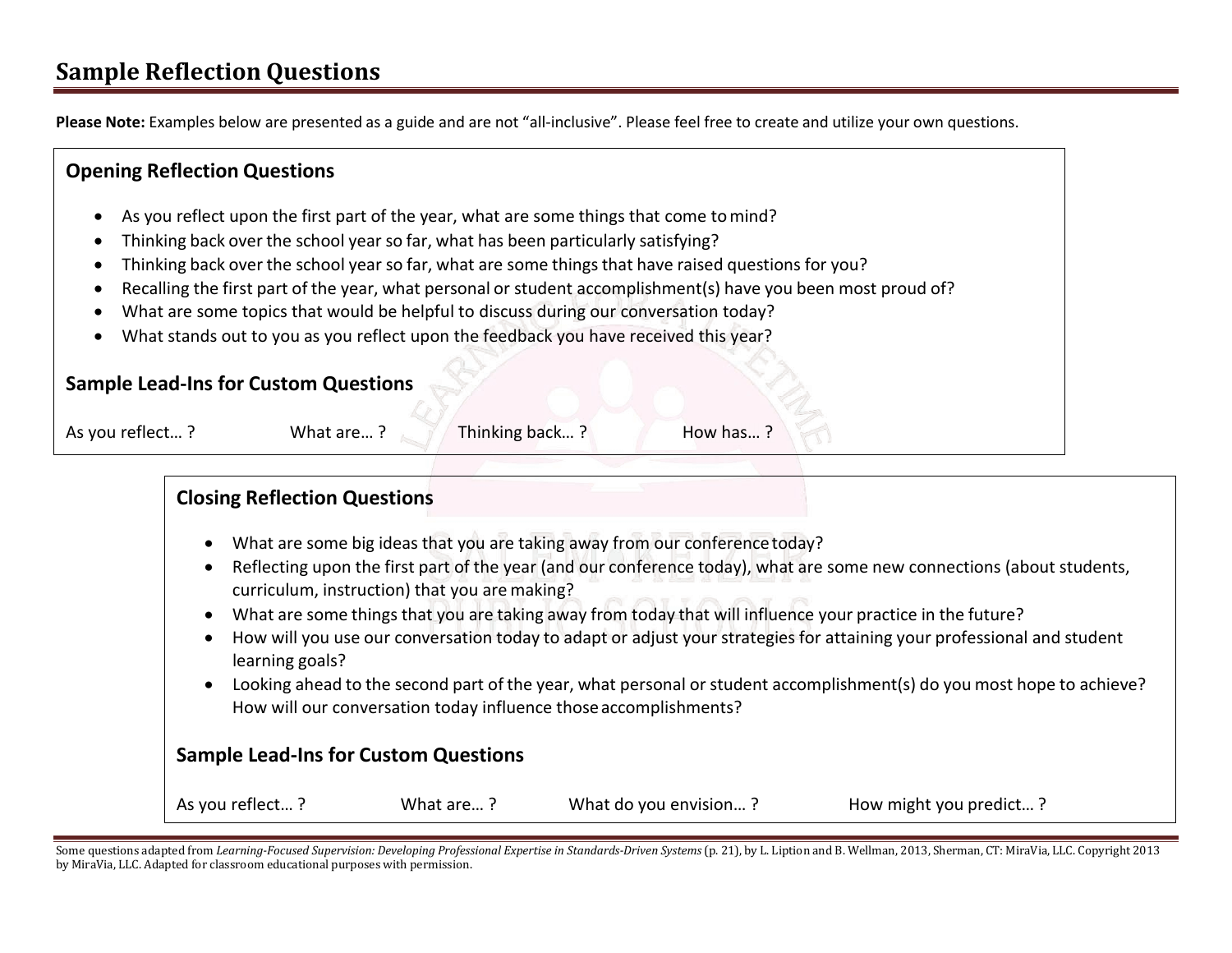# Sample Reflection Questions

**Please Note:** Examples below are presented as a guide and are not "all-inclusive". Please feel free to create and utilize your own questions.

## Opening Reflection Questions

- As you reflect upon the first part of the year, what are some things that come to mind?
- Thinking back over the school year so far, what has been particularly satisfying?
- Thinking back over the school year so far, what are some things that have raised questions for you?
- Recalling the first part of the year, what personal or student accomplishment(s) have you been most proud of?
- What are some topics that would be helpful to discuss during our conversation today?
- What stands out to you as you reflect upon the feedback you have received this year?

### Sample Lead-Ins for Custom Questions

As you reflect… ? What are… ? Thinking back… ? How has… ?

## Closing Reflection Questions

- What are some big ideas that you are taking away from our conference today?
- Reflecting upon the first part of the year (and our conference today), what are some new connections (about students, curriculum, instruction) that you are making?
- What are some things that you are taking away from today that will influence your practice in the future?
- How will you use our conversation today to adapt or adjust your strategies for attaining your professional and student learning goals?
- Looking ahead to the second part of the year, what personal or student accomplishment(s) do you most hope to achieve? How will our conversation today influence those accomplishments?

### Sample Lead-Ins for Custom Questions

As you reflect… ? What are… ? What do you envision… ? How might you predict… ?

Some questions adapted from *Learning-Focused Supervision: Developing Professional Expertise in Standards-Driven Systems* (p. 21), by L. Lipton and B. Wellman, 2013, Sherman, CT: MiraVia, LLC. Copyright 2013 by MiraVia, LLC. Adapted for classroom educational purposes with permission.